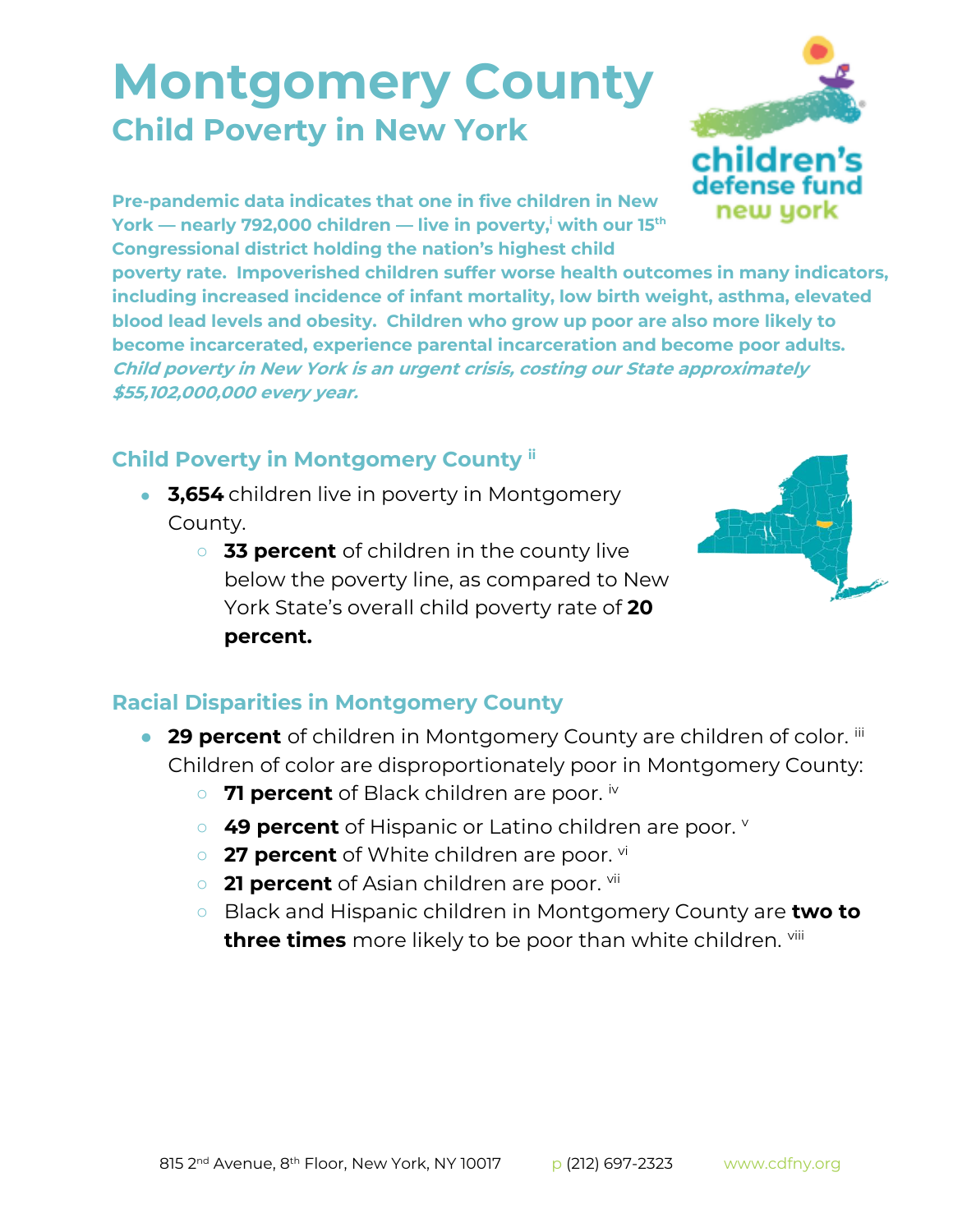# Montgomery County

## Child Poverty in New York

**Pre-pandemic data indicates that one in five children in New York — nearly 792,000 children — live in poverty,[i] with our 15th Congressional district holding the nation's highest child poverty rate. Impoverished children suffer worse health outcomes in many indicators, including increased incidence of infant mortality, low birth weight, asthma, elevated blood lead levels and obesity. Children who grow up poor are also more likely to become incarcerated, experience parental incarceration and become poor adults.** ***Child poverty in New York is an urgent crisis, costing our State approximately $55,102,000,000 every year.***

### Child Poverty in Montgomery County [ii]

- **3,654** children live in poverty in Montgomery County.
  - **33 percent** of children in the county live below the poverty line, as compared to New York State's overall child poverty rate of **20 percent.**

### Racial Disparities in Montgomery County

- **29 percent** of children in Montgomery County are children of color. [iii] Children of color are disproportionately poor in Montgomery County:
  - **71 percent** of Black children are poor. [iv]
  - **49 percent** of Hispanic or Latino children are poor. [v]
  - **27 percent** of White children are poor. [vi]
  - **21 percent** of Asian children are poor. [vii]
  - Black and Hispanic children in Montgomery County are **two to three times** more likely to be poor than white children. [viii]

815 2nd Avenue, 8th Floor, New York, NY 10017 p (212) 697-2323 www.cdfny.org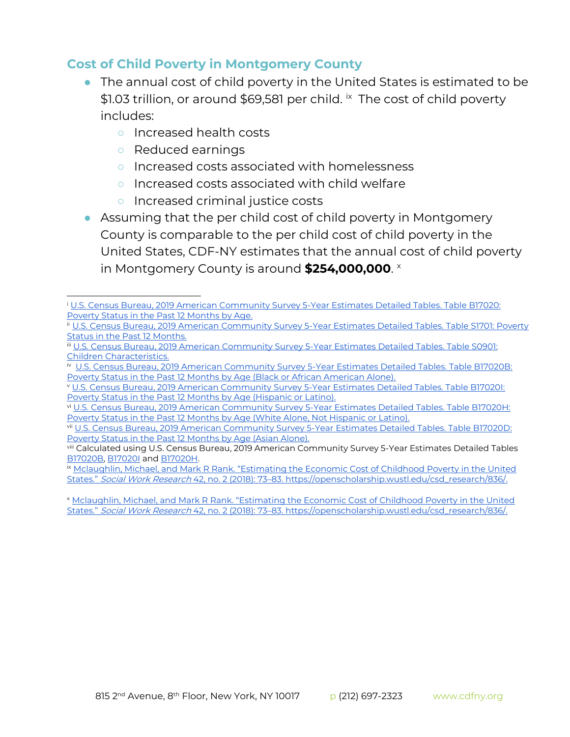## Cost of Child Poverty in Montgomery County

- The annual cost of child poverty in the United States is estimated to be $1.03 trillion, or around $69,581 per child. [ix] The cost of child poverty includes:
  - Increased health costs
  - Reduced earnings
  - Increased costs associated with homelessness
  - Increased costs associated with child welfare
  - Increased criminal justice costs
- Assuming that the per child cost of child poverty in Montgomery County is comparable to the per child cost of child poverty in the United States, CDF-NY estimates that the annual cost of child poverty in Montgomery County is around **$254,000,000**. [x]

---

[i] U.S. Census Bureau, 2019 American Community Survey 5-Year Estimates Detailed Tables. Table B17020: Poverty Status in the Past 12 Months by Age.

[ii] U.S. Census Bureau, 2019 American Community Survey 5-Year Estimates Detailed Tables. Table S1701: Poverty Status in the Past 12 Months.

[iii] U.S. Census Bureau, 2019 American Community Survey 5-Year Estimates Detailed Tables. Table S0901: Children Characteristics.

[iv] U.S. Census Bureau, 2019 American Community Survey 5-Year Estimates Detailed Tables. Table B17020B: Poverty Status in the Past 12 Months by Age (Black or African American Alone).

[v] U.S. Census Bureau, 2019 American Community Survey 5-Year Estimates Detailed Tables. Table B17020I: Poverty Status in the Past 12 Months by Age (Hispanic or Latino).

[vi] U.S. Census Bureau, 2019 American Community Survey 5-Year Estimates Detailed Tables. Table B17020H: Poverty Status in the Past 12 Months by Age (White Alone, Not Hispanic or Latino).

[vii] U.S. Census Bureau, 2019 American Community Survey 5-Year Estimates Detailed Tables. Table B17020D: Poverty Status in the Past 12 Months by Age (Asian Alone).

[viii] Calculated using U.S. Census Bureau, 2019 American Community Survey 5-Year Estimates Detailed Tables B17020B, B17020I and B17020H.

[ix] Mclaughlin, Michael, and Mark R Rank. "Estimating the Economic Cost of Childhood Poverty in the United States." *Social Work Research* 42, no. 2 (2018): 73–83. https://openscholarship.wustl.edu/csd_research/836/.

[x] Mclaughlin, Michael, and Mark R Rank. "Estimating the Economic Cost of Childhood Poverty in the United States." *Social Work Research* 42, no. 2 (2018): 73–83. https://openscholarship.wustl.edu/csd_research/836/.

815 2nd Avenue, 8th Floor, New York, NY 10017 p (212) 697-2323 www.cdfny.org